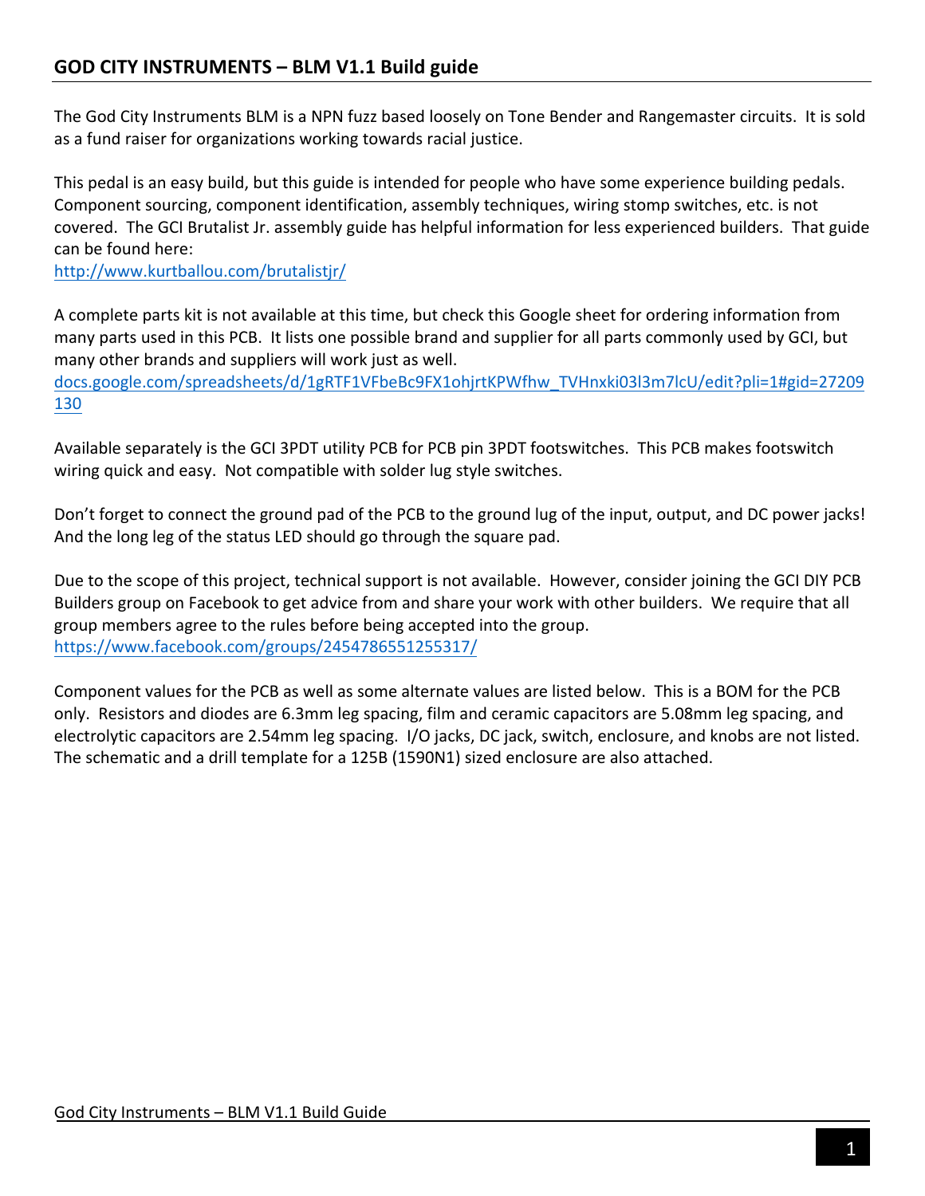## GOD CITY INSTRUMENTS – BLM V1.1 Build guide

The God City Instruments BLM is a NPN fuzz based loosely on Tone Bender and Rangemaster circuits. It is sold as a fund raiser for organizations working towards racial justice.

This pedal is an easy build, but this guide is intended for people who have some experience building pedals. Component sourcing, component identification, assembly techniques, wiring stomp switches, etc. is not covered. The GCI Brutalist Jr. assembly guide has helpful information for less experienced builders. That guide can be found here:
http://www.kurtballou.com/brutalistjr/

A complete parts kit is not available at this time, but check this Google sheet for ordering information from many parts used in this PCB. It lists one possible brand and supplier for all parts commonly used by GCI, but many other brands and suppliers will work just as well.
docs.google.com/spreadsheets/d/1gRTF1VFbeBc9FX1ohjrtKPWfhw_TVHnxki03l3m7lcU/edit?pli=1#gid=27209130

Available separately is the GCI 3PDT utility PCB for PCB pin 3PDT footswitches. This PCB makes footswitch wiring quick and easy. Not compatible with solder lug style switches.

Don't forget to connect the ground pad of the PCB to the ground lug of the input, output, and DC power jacks! And the long leg of the status LED should go through the square pad.

Due to the scope of this project, technical support is not available. However, consider joining the GCI DIY PCB Builders group on Facebook to get advice from and share your work with other builders. We require that all group members agree to the rules before being accepted into the group.
https://www.facebook.com/groups/2454786551255317/

Component values for the PCB as well as some alternate values are listed below. This is a BOM for the PCB only. Resistors and diodes are 6.3mm leg spacing, film and ceramic capacitors are 5.08mm leg spacing, and electrolytic capacitors are 2.54mm leg spacing. I/O jacks, DC jack, switch, enclosure, and knobs are not listed. The schematic and a drill template for a 125B (1590N1) sized enclosure are also attached.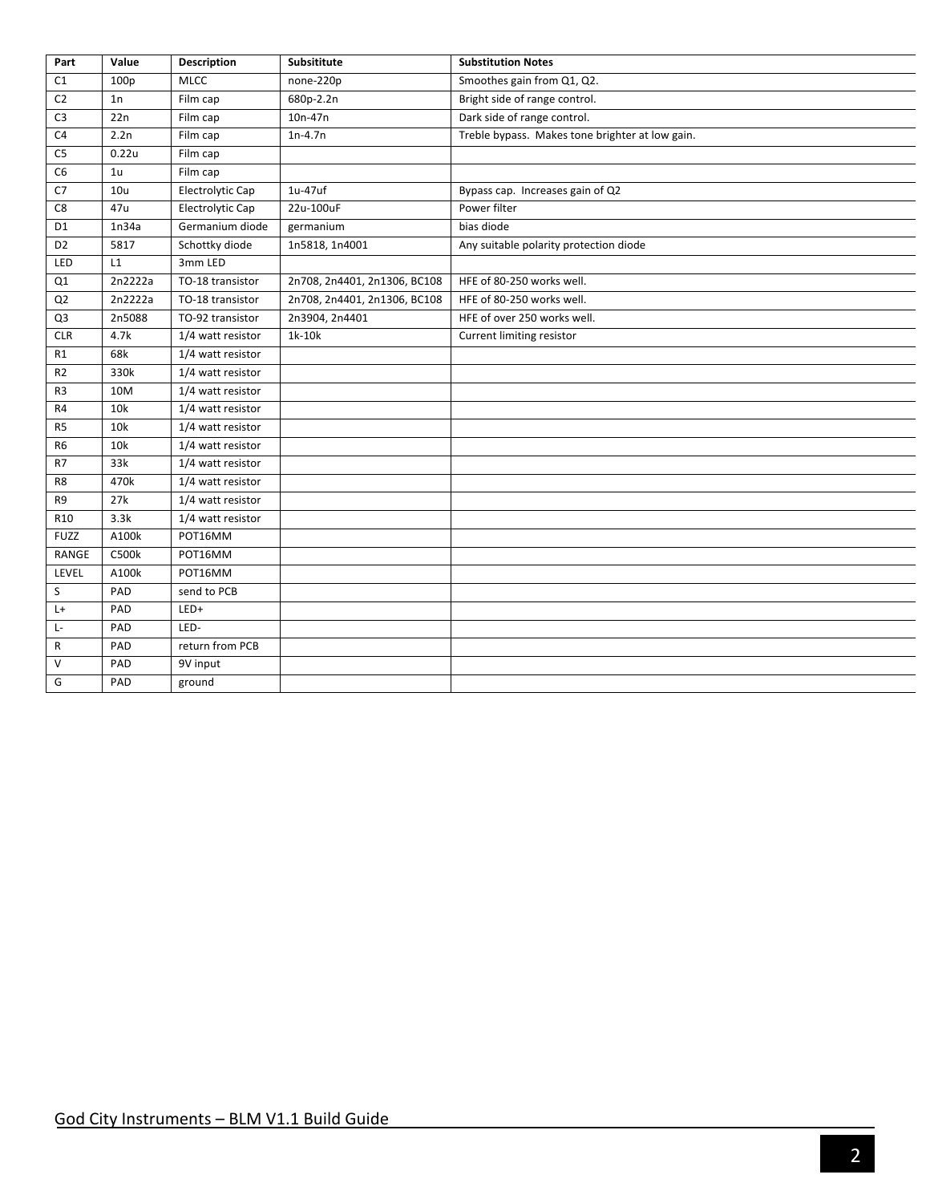| Part | Value | Description | Subsititute | Substitution Notes |
| --- | --- | --- | --- | --- |
| C1 | 100p | MLCC | none-220p | Smoothes gain from Q1, Q2. |
| C2 | 1n | Film cap | 680p-2.2n | Bright side of range control. |
| C3 | 22n | Film cap | 10n-47n | Dark side of range control. |
| C4 | 2.2n | Film cap | 1n-4.7n | Treble bypass. Makes tone brighter at low gain. |
| C5 | 0.22u | Film cap | | |
| C6 | 1u | Film cap | | |
| C7 | 10u | Electrolytic Cap | 1u-47uf | Bypass cap. Increases gain of Q2 |
| C8 | 47u | Electrolytic Cap | 22u-100uF | Power filter |
| D1 | 1n34a | Germanium diode | germanium | bias diode |
| D2 | 5817 | Schottky diode | 1n5818, 1n4001 | Any suitable polarity protection diode |
| LED | L1 | 3mm LED | | |
| Q1 | 2n2222a | TO-18 transistor | 2n708, 2n4401, 2n1306, BC108 | HFE of 80-250 works well. |
| Q2 | 2n2222a | TO-18 transistor | 2n708, 2n4401, 2n1306, BC108 | HFE of 80-250 works well. |
| Q3 | 2n5088 | TO-92 transistor | 2n3904, 2n4401 | HFE of over 250 works well. |
| CLR | 4.7k | 1/4 watt resistor | 1k-10k | Current limiting resistor |
| R1 | 68k | 1/4 watt resistor | | |
| R2 | 330k | 1/4 watt resistor | | |
| R3 | 10M | 1/4 watt resistor | | |
| R4 | 10k | 1/4 watt resistor | | |
| R5 | 10k | 1/4 watt resistor | | |
| R6 | 10k | 1/4 watt resistor | | |
| R7 | 33k | 1/4 watt resistor | | |
| R8 | 470k | 1/4 watt resistor | | |
| R9 | 27k | 1/4 watt resistor | | |
| R10 | 3.3k | 1/4 watt resistor | | |
| FUZZ | A100k | POT16MM | | |
| RANGE | C500k | POT16MM | | |
| LEVEL | A100k | POT16MM | | |
| S | PAD | send to PCB | | |
| L+ | PAD | LED+ | | |
| L- | PAD | LED- | | |
| R | PAD | return from PCB | | |
| V | PAD | 9V input | | |
| G | PAD | ground | | |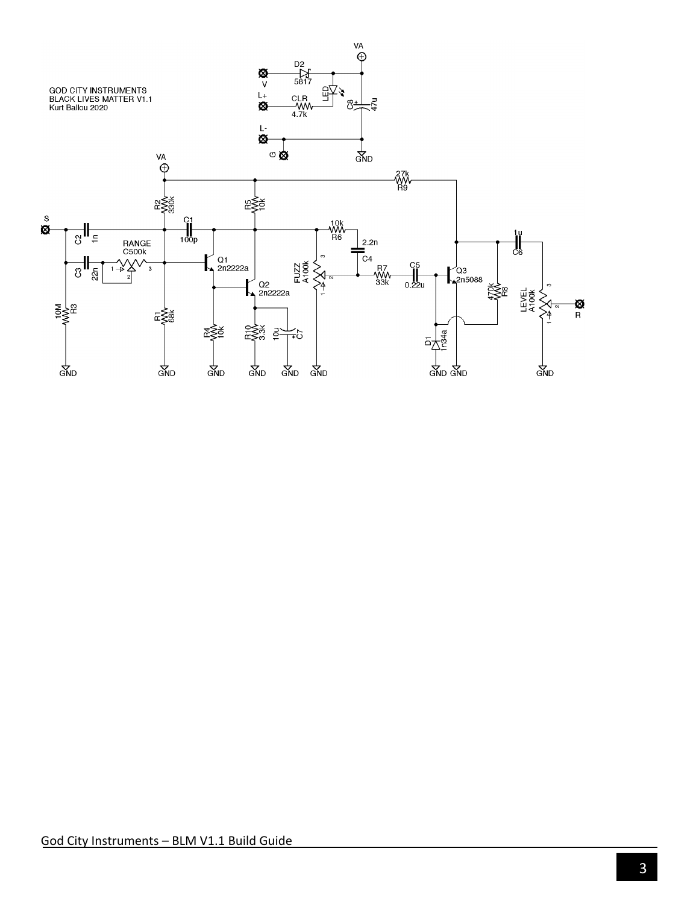GOD CITY INSTRUMENTS
BLACK LIVES MATTER V1.1
Kurt Ballou 2020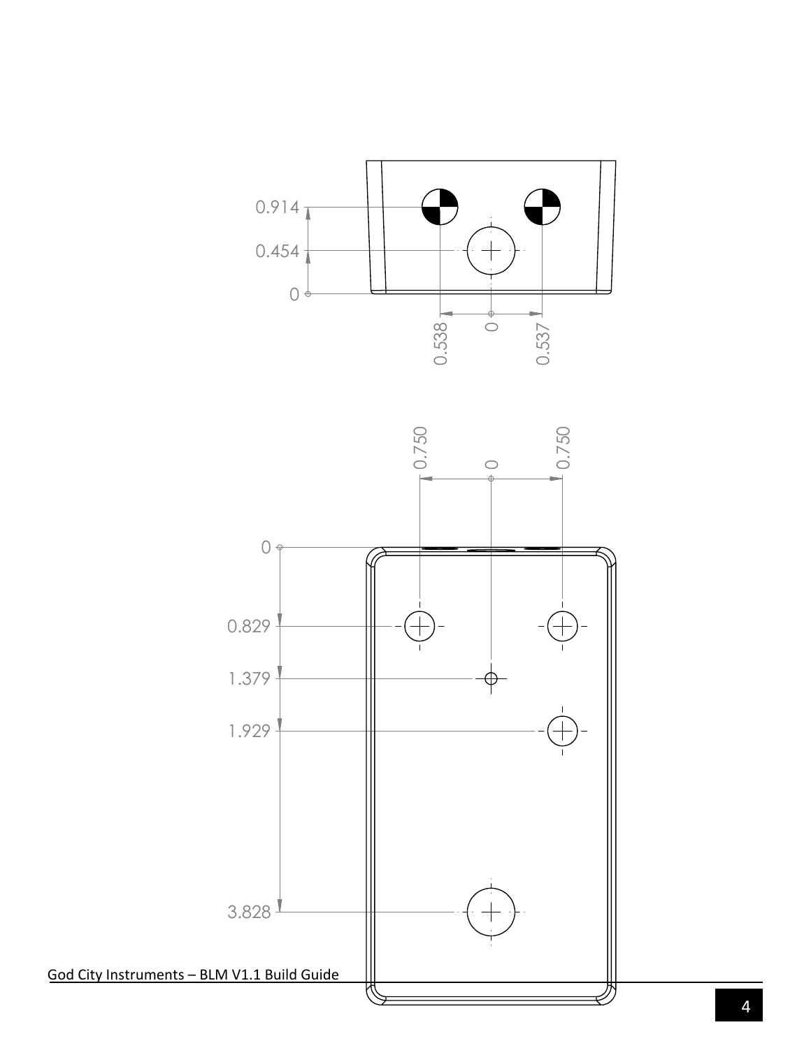0.914

0.454

0

0.538

0

0.537

0.750

0

0.750

0

0.829

1.379

1.929

3.828